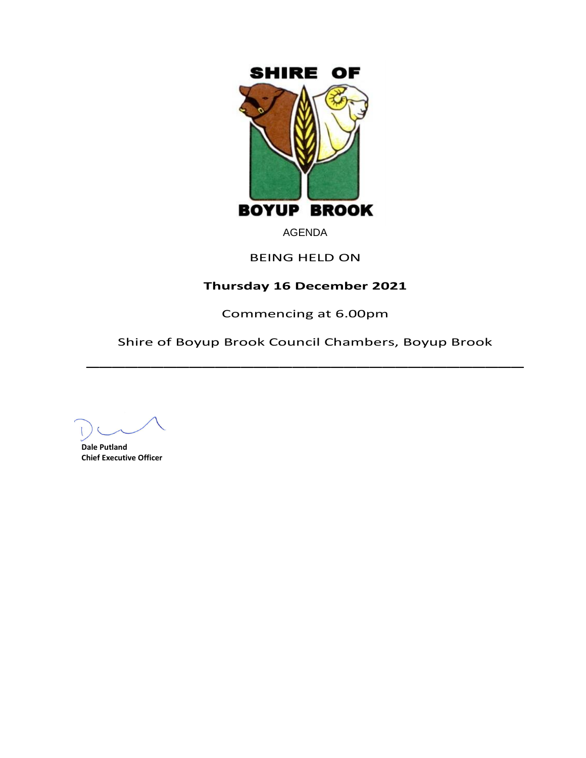SHIRE OF

BOYUP BROOK

AGENDA

BEING HELD ON

**Thursday 16 December 2021**

Commencing at 6.00pm

Shire of Boyup Brook Council Chambers, Boyup Brook

---

**Dale Putland**
**Chief Executive Officer**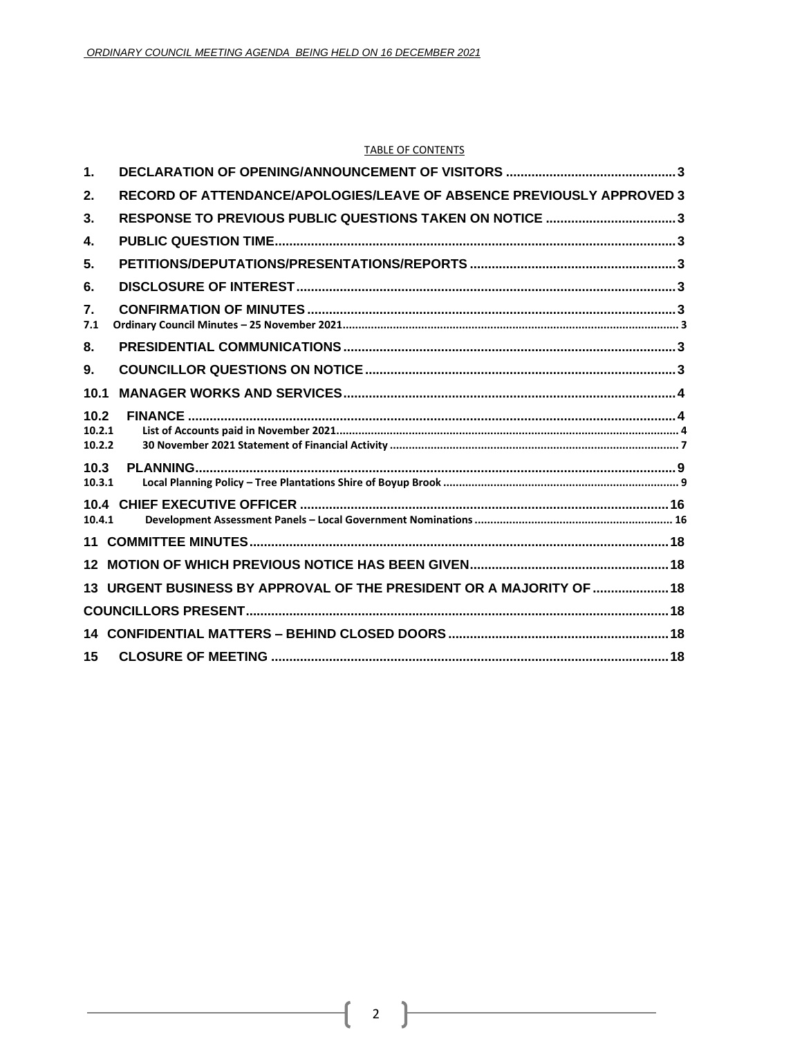TABLE OF CONTENTS

| | | |
|---|---|---|
| 1. | DECLARATION OF OPENING/ANNOUNCEMENT OF VISITORS | 3 |
| 2. | RECORD OF ATTENDANCE/APOLOGIES/LEAVE OF ABSENCE PREVIOUSLY APPROVED | 3 |
| 3. | RESPONSE TO PREVIOUS PUBLIC QUESTIONS TAKEN ON NOTICE | 3 |
| 4. | PUBLIC QUESTION TIME | 3 |
| 5. | PETITIONS/DEPUTATIONS/PRESENTATIONS/REPORTS | 3 |
| 6. | DISCLOSURE OF INTEREST | 3 |
| 7. | CONFIRMATION OF MINUTES | 3 |
| 7.1 | Ordinary Council Minutes – 25 November 2021 | 3 |
| 8. | PRESIDENTIAL COMMUNICATIONS | 3 |
| 9. | COUNCILLOR QUESTIONS ON NOTICE | 3 |
| 10.1 | MANAGER WORKS AND SERVICES | 4 |
| 10.2 | FINANCE | 4 |
| 10.2.1 | List of Accounts paid in November 2021 | 4 |
| 10.2.2 | 30 November 2021 Statement of Financial Activity | 7 |
| 10.3 | PLANNING | 9 |
| 10.3.1 | Local Planning Policy – Tree Plantations Shire of Boyup Brook | 9 |
| 10.4 | CHIEF EXECUTIVE OFFICER | 16 |
| 10.4.1 | Development Assessment Panels – Local Government Nominations | 16 |
| 11 | COMMITTEE MINUTES | 18 |
| 12 | MOTION OF WHICH PREVIOUS NOTICE HAS BEEN GIVEN | 18 |
| 13 | URGENT BUSINESS BY APPROVAL OF THE PRESIDENT OR A MAJORITY OF | 18 |
| | COUNCILLORS PRESENT | 18 |
| 14 | CONFIDENTIAL MATTERS – BEHIND CLOSED DOORS | 18 |
| 15 | CLOSURE OF MEETING | 18 |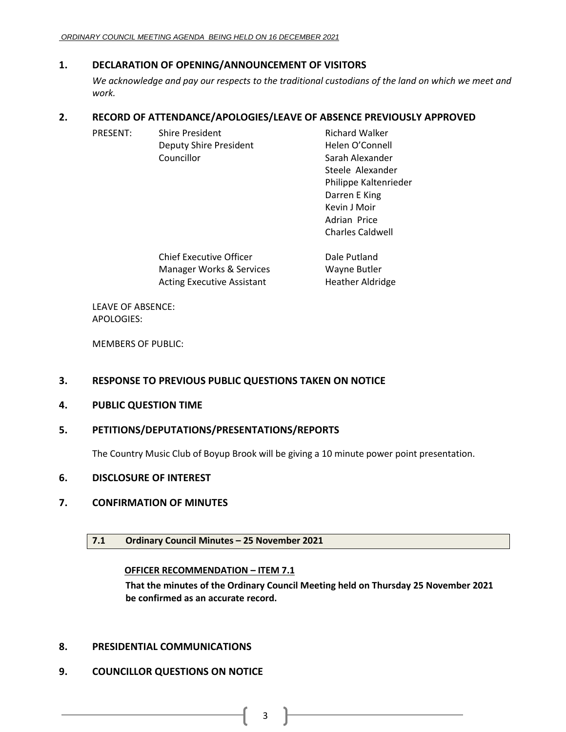## 1. DECLARATION OF OPENING/ANNOUNCEMENT OF VISITORS

*We acknowledge and pay our respects to the traditional custodians of the land on which we meet and work.*

## 2. RECORD OF ATTENDANCE/APOLOGIES/LEAVE OF ABSENCE PREVIOUSLY APPROVED

| PRESENT: | | |
|---|---|---|
| | Shire President | Richard Walker |
| | Deputy Shire President | Helen O'Connell |
| | Councillor | Sarah Alexander |
| | | Steele Alexander |
| | | Philippe Kaltenrieder |
| | | Darren E King |
| | | Kevin J Moir |
| | | Adrian Price |
| | | Charles Caldwell |
| | Chief Executive Officer | Dale Putland |
| | Manager Works & Services | Wayne Butler |
| | Acting Executive Assistant | Heather Aldridge |

LEAVE OF ABSENCE:
APOLOGIES:

MEMBERS OF PUBLIC:

## 3. RESPONSE TO PREVIOUS PUBLIC QUESTIONS TAKEN ON NOTICE

## 4. PUBLIC QUESTION TIME

## 5. PETITIONS/DEPUTATIONS/PRESENTATIONS/REPORTS

The Country Music Club of Boyup Brook will be giving a 10 minute power point presentation.

## 6. DISCLOSURE OF INTEREST

## 7. CONFIRMATION OF MINUTES

### 7.1 Ordinary Council Minutes – 25 November 2021

**OFFICER RECOMMENDATION – ITEM 7.1**

**That the minutes of the Ordinary Council Meeting held on Thursday 25 November 2021 be confirmed as an accurate record.**

## 8. PRESIDENTIAL COMMUNICATIONS

## 9. COUNCILLOR QUESTIONS ON NOTICE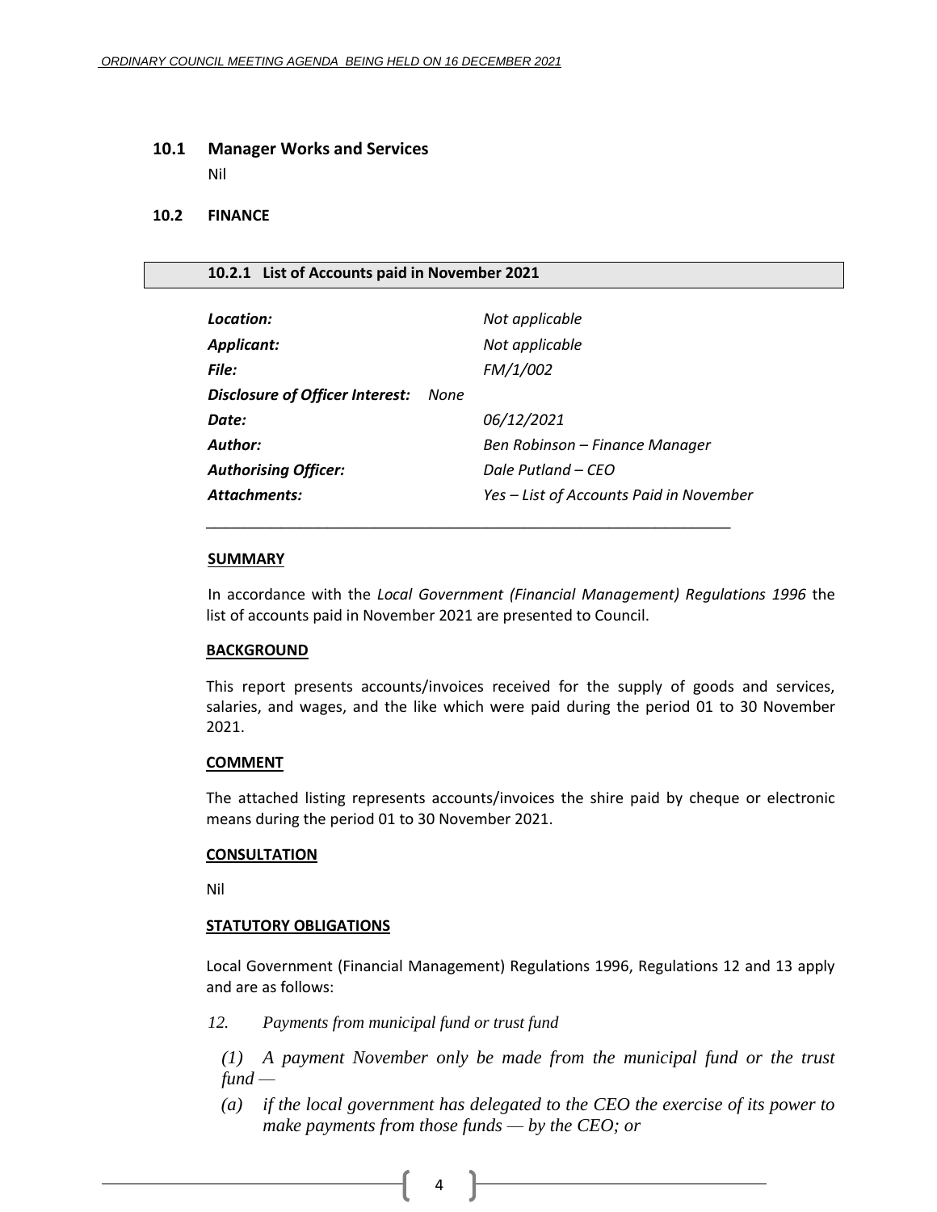## 10.1 Manager Works and Services

Nil

## 10.2 FINANCE

### 10.2.1 List of Accounts paid in November 2021

| | |
|---|---|
| ***Location:*** | *Not applicable* |
| ***Applicant:*** | *Not applicable* |
| ***File:*** | *FM/1/002* |
| ***Disclosure of Officer Interest:*** | *None* |
| ***Date:*** | *06/12/2021* |
| ***Author:*** | *Ben Robinson – Finance Manager* |
| ***Authorising Officer:*** | *Dale Putland – CEO* |
| ***Attachments:*** | *Yes – List of Accounts Paid in November* |

---

**SUMMARY**

In accordance with the *Local Government (Financial Management) Regulations 1996* the list of accounts paid in November 2021 are presented to Council.

**BACKGROUND**

This report presents accounts/invoices received for the supply of goods and services, salaries, and wages, and the like which were paid during the period 01 to 30 November 2021.

**COMMENT**

The attached listing represents accounts/invoices the shire paid by cheque or electronic means during the period 01 to 30 November 2021.

**CONSULTATION**

Nil

**STATUTORY OBLIGATIONS**

Local Government (Financial Management) Regulations 1996, Regulations 12 and 13 apply and are as follows:

*12. Payments from municipal fund or trust fund*

*(1) A payment November only be made from the municipal fund or the trust fund —*

*(a) if the local government has delegated to the CEO the exercise of its power to make payments from those funds — by the CEO; or*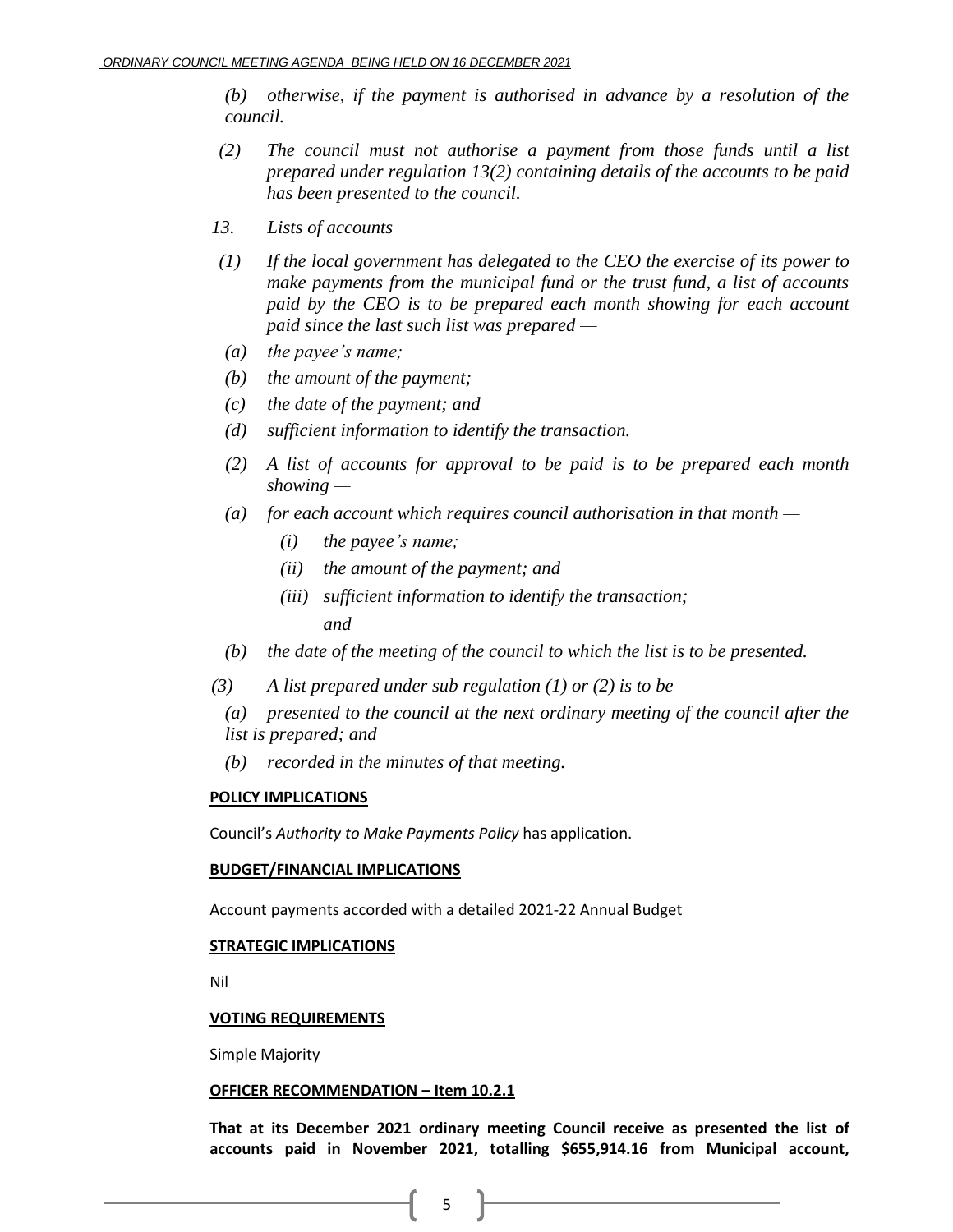*(b) otherwise, if the payment is authorised in advance by a resolution of the council.*

*(2) The council must not authorise a payment from those funds until a list prepared under regulation 13(2) containing details of the accounts to be paid has been presented to the council.*

*13. Lists of accounts*

*(1) If the local government has delegated to the CEO the exercise of its power to make payments from the municipal fund or the trust fund, a list of accounts paid by the CEO is to be prepared each month showing for each account paid since the last such list was prepared —*

*(a) the payee's name;*

*(b) the amount of the payment;*

*(c) the date of the payment; and*

*(d) sufficient information to identify the transaction.*

*(2) A list of accounts for approval to be paid is to be prepared each month showing —*

*(a) for each account which requires council authorisation in that month —*

*(i) the payee's name;*

*(ii) the amount of the payment; and*

*(iii) sufficient information to identify the transaction;*

*and*

*(b) the date of the meeting of the council to which the list is to be presented.*

*(3) A list prepared under sub regulation (1) or (2) is to be —*

*(a) presented to the council at the next ordinary meeting of the council after the list is prepared; and*

*(b) recorded in the minutes of that meeting.*

**POLICY IMPLICATIONS**

Council's *Authority to Make Payments Policy* has application.

**BUDGET/FINANCIAL IMPLICATIONS**

Account payments accorded with a detailed 2021-22 Annual Budget

**STRATEGIC IMPLICATIONS**

Nil

**VOTING REQUIREMENTS**

Simple Majority

**OFFICER RECOMMENDATION – Item 10.2.1**

**That at its December 2021 ordinary meeting Council receive as presented the list of accounts paid in November 2021, totalling $655,914.16 from Municipal account,**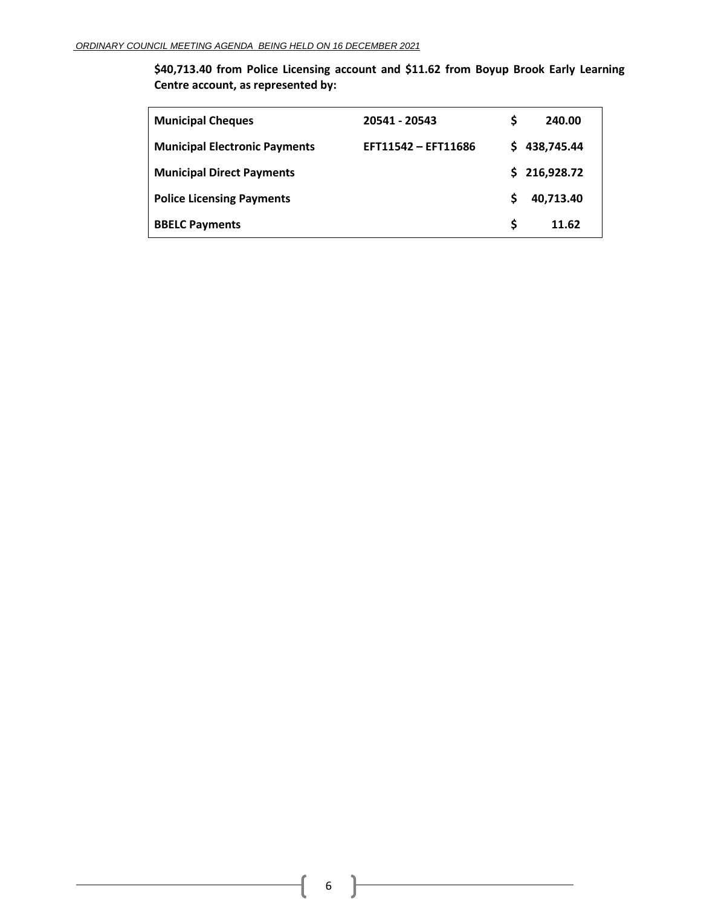**$40,713.40 from Police Licensing account and $11.62 from Boyup Brook Early Learning Centre account, as represented by:**

| | | |
|---|---|---|
| **Municipal Cheques** | **20541 - 20543** | **$ 240.00** |
| **Municipal Electronic Payments** | **EFT11542 – EFT11686** | **$ 438,745.44** |
| **Municipal Direct Payments** | | **$ 216,928.72** |
| **Police Licensing Payments** | | **$ 40,713.40** |
| **BBELC Payments** | | **$ 11.62** |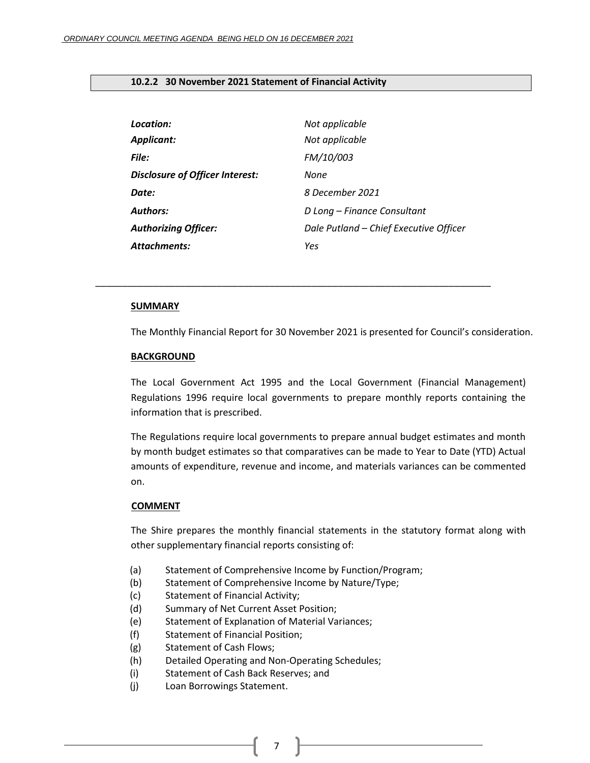### 10.2.2 30 November 2021 Statement of Financial Activity

| | |
|---|---|
| ***Location:*** | *Not applicable* |
| ***Applicant:*** | *Not applicable* |
| ***File:*** | *FM/10/003* |
| ***Disclosure of Officer Interest:*** | *None* |
| ***Date:*** | *8 December 2021* |
| ***Authors:*** | *D Long – Finance Consultant* |
| ***Authorizing Officer:*** | *Dale Putland – Chief Executive Officer* |
| ***Attachments:*** | *Yes* |

---

**SUMMARY**

The Monthly Financial Report for 30 November 2021 is presented for Council's consideration.

**BACKGROUND**

The Local Government Act 1995 and the Local Government (Financial Management) Regulations 1996 require local governments to prepare monthly reports containing the information that is prescribed.

The Regulations require local governments to prepare annual budget estimates and month by month budget estimates so that comparatives can be made to Year to Date (YTD) Actual amounts of expenditure, revenue and income, and materials variances can be commented on.

**COMMENT**

The Shire prepares the monthly financial statements in the statutory format along with other supplementary financial reports consisting of:

(a) Statement of Comprehensive Income by Function/Program;
(b) Statement of Comprehensive Income by Nature/Type;
(c) Statement of Financial Activity;
(d) Summary of Net Current Asset Position;
(e) Statement of Explanation of Material Variances;
(f) Statement of Financial Position;
(g) Statement of Cash Flows;
(h) Detailed Operating and Non-Operating Schedules;
(i) Statement of Cash Back Reserves; and
(j) Loan Borrowings Statement.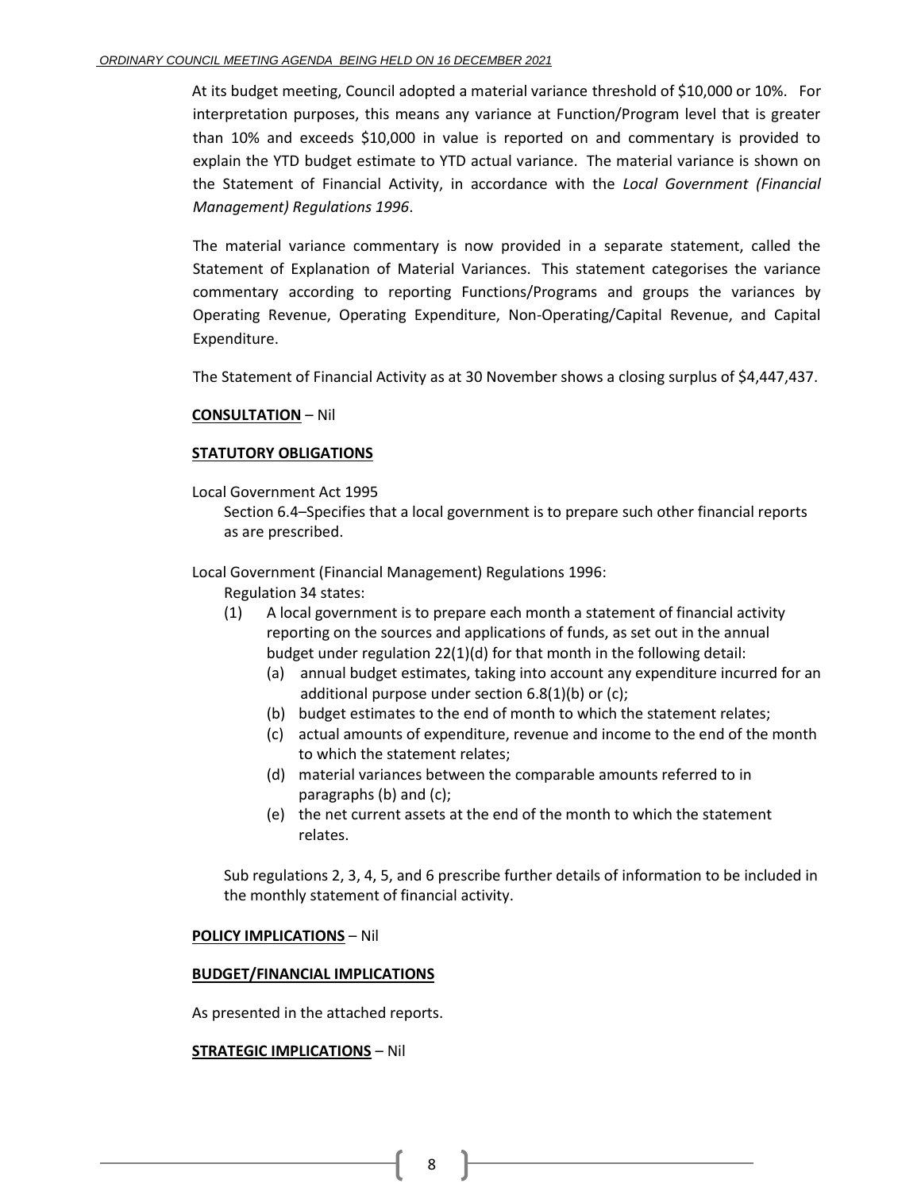At its budget meeting, Council adopted a material variance threshold of $10,000 or 10%. For interpretation purposes, this means any variance at Function/Program level that is greater than 10% and exceeds $10,000 in value is reported on and commentary is provided to explain the YTD budget estimate to YTD actual variance. The material variance is shown on the Statement of Financial Activity, in accordance with the *Local Government (Financial Management) Regulations 1996*.

The material variance commentary is now provided in a separate statement, called the Statement of Explanation of Material Variances. This statement categorises the variance commentary according to reporting Functions/Programs and groups the variances by Operating Revenue, Operating Expenditure, Non-Operating/Capital Revenue, and Capital Expenditure.

The Statement of Financial Activity as at 30 November shows a closing surplus of $4,447,437.

**CONSULTATION** – Nil

**STATUTORY OBLIGATIONS**

Local Government Act 1995

Section 6.4–Specifies that a local government is to prepare such other financial reports as are prescribed.

Local Government (Financial Management) Regulations 1996:

Regulation 34 states:

(1) A local government is to prepare each month a statement of financial activity reporting on the sources and applications of funds, as set out in the annual budget under regulation 22(1)(d) for that month in the following detail:
   - (a) annual budget estimates, taking into account any expenditure incurred for an additional purpose under section 6.8(1)(b) or (c);
   - (b) budget estimates to the end of month to which the statement relates;
   - (c) actual amounts of expenditure, revenue and income to the end of the month to which the statement relates;
   - (d) material variances between the comparable amounts referred to in paragraphs (b) and (c);
   - (e) the net current assets at the end of the month to which the statement relates.

Sub regulations 2, 3, 4, 5, and 6 prescribe further details of information to be included in the monthly statement of financial activity.

**POLICY IMPLICATIONS** – Nil

**BUDGET/FINANCIAL IMPLICATIONS**

As presented in the attached reports.

**STRATEGIC IMPLICATIONS** – Nil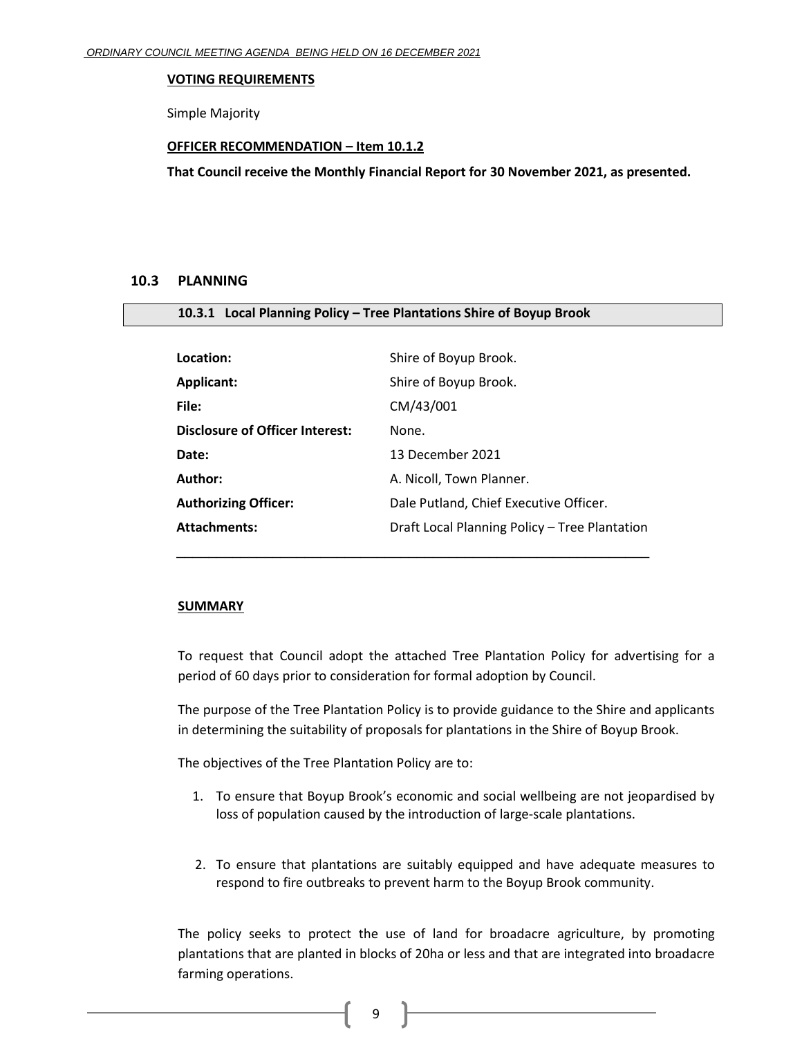**VOTING REQUIREMENTS**

Simple Majority

**OFFICER RECOMMENDATION – Item 10.1.2**

**That Council receive the Monthly Financial Report for 30 November 2021, as presented.**

## 10.3 PLANNING

### 10.3.1 Local Planning Policy – Tree Plantations Shire of Boyup Brook

| | |
|---|---|
| **Location:** | Shire of Boyup Brook. |
| **Applicant:** | Shire of Boyup Brook. |
| **File:** | CM/43/001 |
| **Disclosure of Officer Interest:** | None. |
| **Date:** | 13 December 2021 |
| **Author:** | A. Nicoll, Town Planner. |
| **Authorizing Officer:** | Dale Putland, Chief Executive Officer. |
| **Attachments:** | Draft Local Planning Policy – Tree Plantation |

**SUMMARY**

To request that Council adopt the attached Tree Plantation Policy for advertising for a period of 60 days prior to consideration for formal adoption by Council.

The purpose of the Tree Plantation Policy is to provide guidance to the Shire and applicants in determining the suitability of proposals for plantations in the Shire of Boyup Brook.

The objectives of the Tree Plantation Policy are to:

1. To ensure that Boyup Brook's economic and social wellbeing are not jeopardised by loss of population caused by the introduction of large-scale plantations.

2. To ensure that plantations are suitably equipped and have adequate measures to respond to fire outbreaks to prevent harm to the Boyup Brook community.

The policy seeks to protect the use of land for broadacre agriculture, by promoting plantations that are planted in blocks of 20ha or less and that are integrated into broadacre farming operations.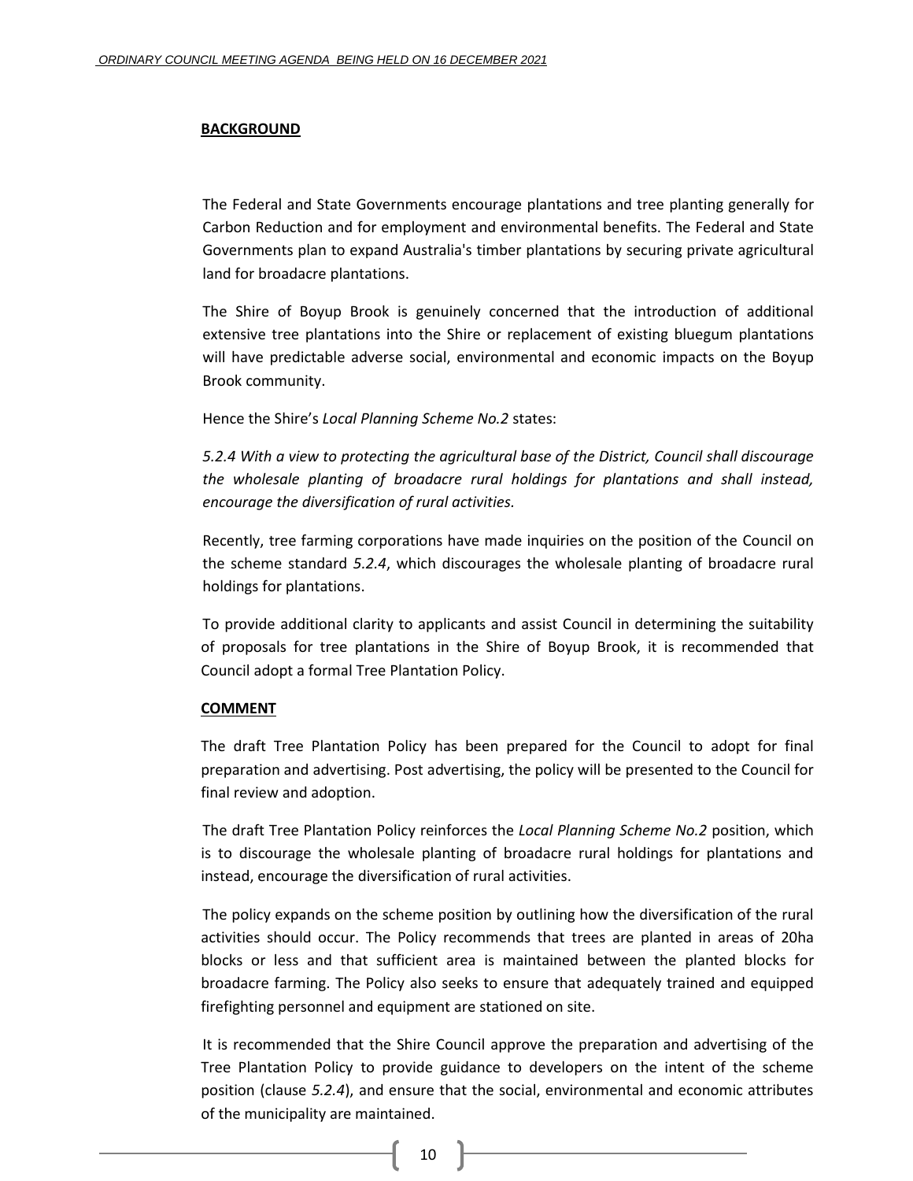**BACKGROUND**

The Federal and State Governments encourage plantations and tree planting generally for Carbon Reduction and for employment and environmental benefits. The Federal and State Governments plan to expand Australia's timber plantations by securing private agricultural land for broadacre plantations.

The Shire of Boyup Brook is genuinely concerned that the introduction of additional extensive tree plantations into the Shire or replacement of existing bluegum plantations will have predictable adverse social, environmental and economic impacts on the Boyup Brook community.

Hence the Shire's *Local Planning Scheme No.2* states:

*5.2.4 With a view to protecting the agricultural base of the District, Council shall discourage the wholesale planting of broadacre rural holdings for plantations and shall instead, encourage the diversification of rural activities.*

Recently, tree farming corporations have made inquiries on the position of the Council on the scheme standard *5.2.4*, which discourages the wholesale planting of broadacre rural holdings for plantations.

To provide additional clarity to applicants and assist Council in determining the suitability of proposals for tree plantations in the Shire of Boyup Brook, it is recommended that Council adopt a formal Tree Plantation Policy.

**COMMENT**

The draft Tree Plantation Policy has been prepared for the Council to adopt for final preparation and advertising. Post advertising, the policy will be presented to the Council for final review and adoption.

The draft Tree Plantation Policy reinforces the *Local Planning Scheme No.2* position, which is to discourage the wholesale planting of broadacre rural holdings for plantations and instead, encourage the diversification of rural activities.

The policy expands on the scheme position by outlining how the diversification of the rural activities should occur. The Policy recommends that trees are planted in areas of 20ha blocks or less and that sufficient area is maintained between the planted blocks for broadacre farming. The Policy also seeks to ensure that adequately trained and equipped firefighting personnel and equipment are stationed on site.

It is recommended that the Shire Council approve the preparation and advertising of the Tree Plantation Policy to provide guidance to developers on the intent of the scheme position (clause *5.2.4*), and ensure that the social, environmental and economic attributes of the municipality are maintained.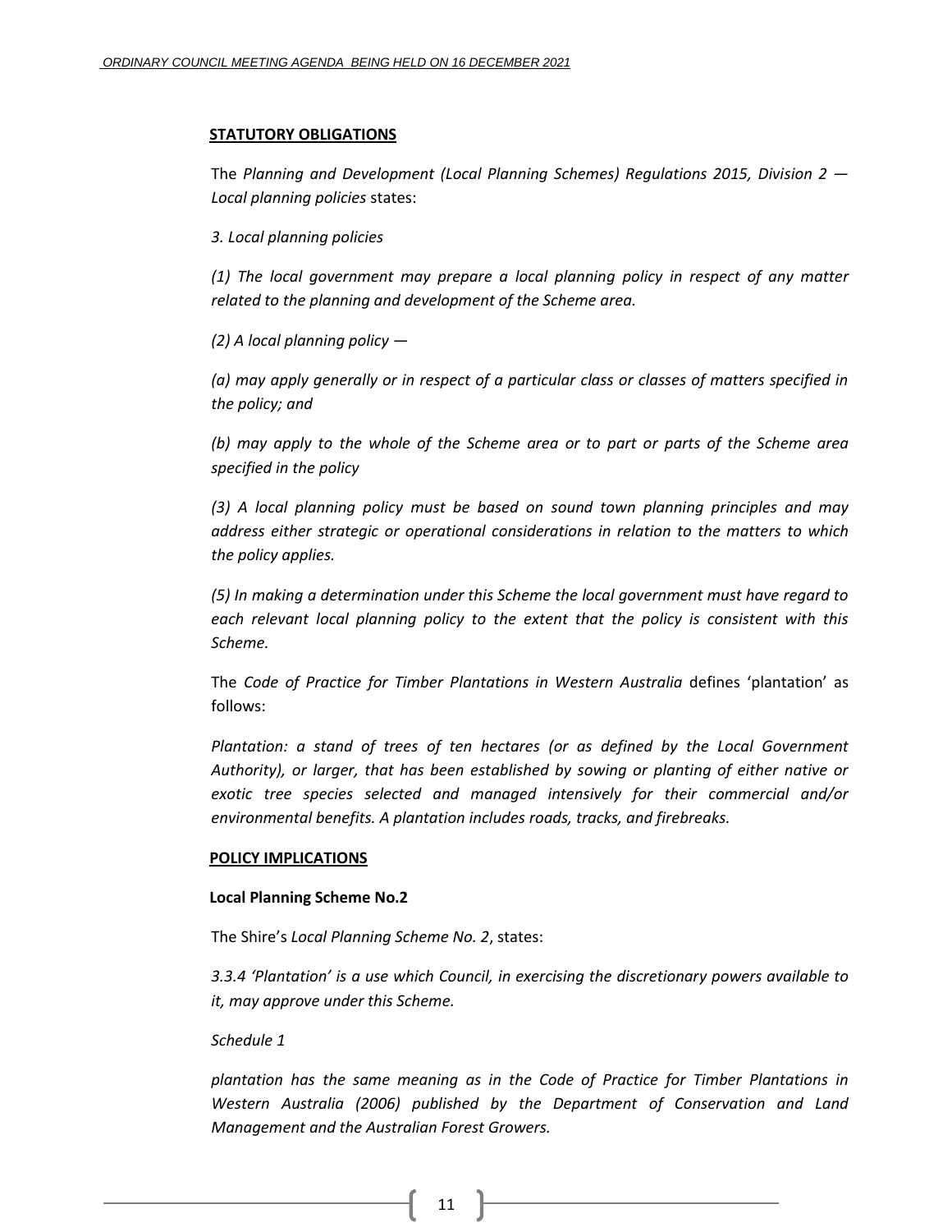**STATUTORY OBLIGATIONS**

The *Planning and Development (Local Planning Schemes) Regulations 2015, Division 2 — Local planning policies* states:

*3. Local planning policies*

*(1) The local government may prepare a local planning policy in respect of any matter related to the planning and development of the Scheme area.*

*(2) A local planning policy —*

*(a) may apply generally or in respect of a particular class or classes of matters specified in the policy; and*

*(b) may apply to the whole of the Scheme area or to part or parts of the Scheme area specified in the policy*

*(3) A local planning policy must be based on sound town planning principles and may address either strategic or operational considerations in relation to the matters to which the policy applies.*

*(5) In making a determination under this Scheme the local government must have regard to each relevant local planning policy to the extent that the policy is consistent with this Scheme.*

The *Code of Practice for Timber Plantations in Western Australia* defines 'plantation' as follows:

*Plantation: a stand of trees of ten hectares (or as defined by the Local Government Authority), or larger, that has been established by sowing or planting of either native or exotic tree species selected and managed intensively for their commercial and/or environmental benefits. A plantation includes roads, tracks, and firebreaks.*

**POLICY IMPLICATIONS**

**Local Planning Scheme No.2**

The Shire's *Local Planning Scheme No. 2*, states:

*3.3.4 'Plantation' is a use which Council, in exercising the discretionary powers available to it, may approve under this Scheme.*

*Schedule 1*

*plantation has the same meaning as in the Code of Practice for Timber Plantations in Western Australia (2006) published by the Department of Conservation and Land Management and the Australian Forest Growers.*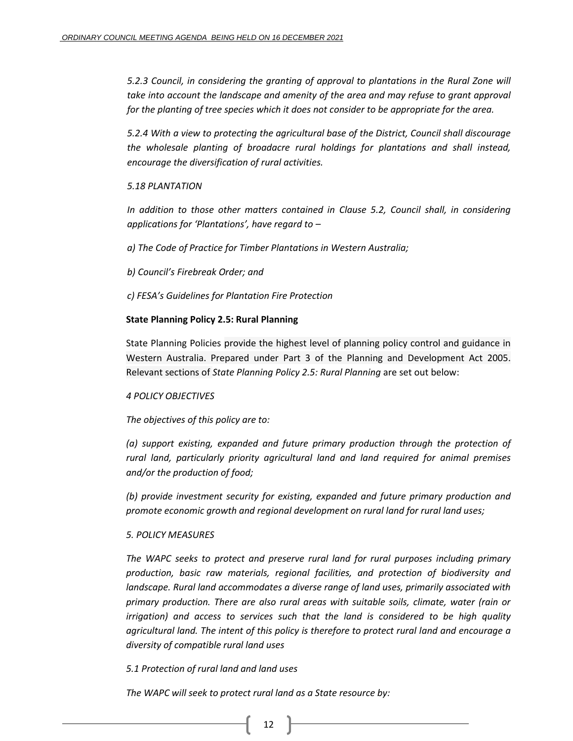*5.2.3 Council, in considering the granting of approval to plantations in the Rural Zone will take into account the landscape and amenity of the area and may refuse to grant approval for the planting of tree species which it does not consider to be appropriate for the area.*

*5.2.4 With a view to protecting the agricultural base of the District, Council shall discourage the wholesale planting of broadacre rural holdings for plantations and shall instead, encourage the diversification of rural activities.*

*5.18 PLANTATION*

*In addition to those other matters contained in Clause 5.2, Council shall, in considering applications for 'Plantations', have regard to –*

*a) The Code of Practice for Timber Plantations in Western Australia;*

*b) Council's Firebreak Order; and*

*c) FESA's Guidelines for Plantation Fire Protection*

**State Planning Policy 2.5: Rural Planning**

State Planning Policies provide the highest level of planning policy control and guidance in Western Australia. Prepared under Part 3 of the Planning and Development Act 2005. Relevant sections of *State Planning Policy 2.5: Rural Planning* are set out below:

*4 POLICY OBJECTIVES*

*The objectives of this policy are to:*

*(a) support existing, expanded and future primary production through the protection of rural land, particularly priority agricultural land and land required for animal premises and/or the production of food;*

*(b) provide investment security for existing, expanded and future primary production and promote economic growth and regional development on rural land for rural land uses;*

*5. POLICY MEASURES*

*The WAPC seeks to protect and preserve rural land for rural purposes including primary production, basic raw materials, regional facilities, and protection of biodiversity and landscape. Rural land accommodates a diverse range of land uses, primarily associated with primary production. There are also rural areas with suitable soils, climate, water (rain or irrigation) and access to services such that the land is considered to be high quality agricultural land. The intent of this policy is therefore to protect rural land and encourage a diversity of compatible rural land uses*

*5.1 Protection of rural land and land uses*

*The WAPC will seek to protect rural land as a State resource by:*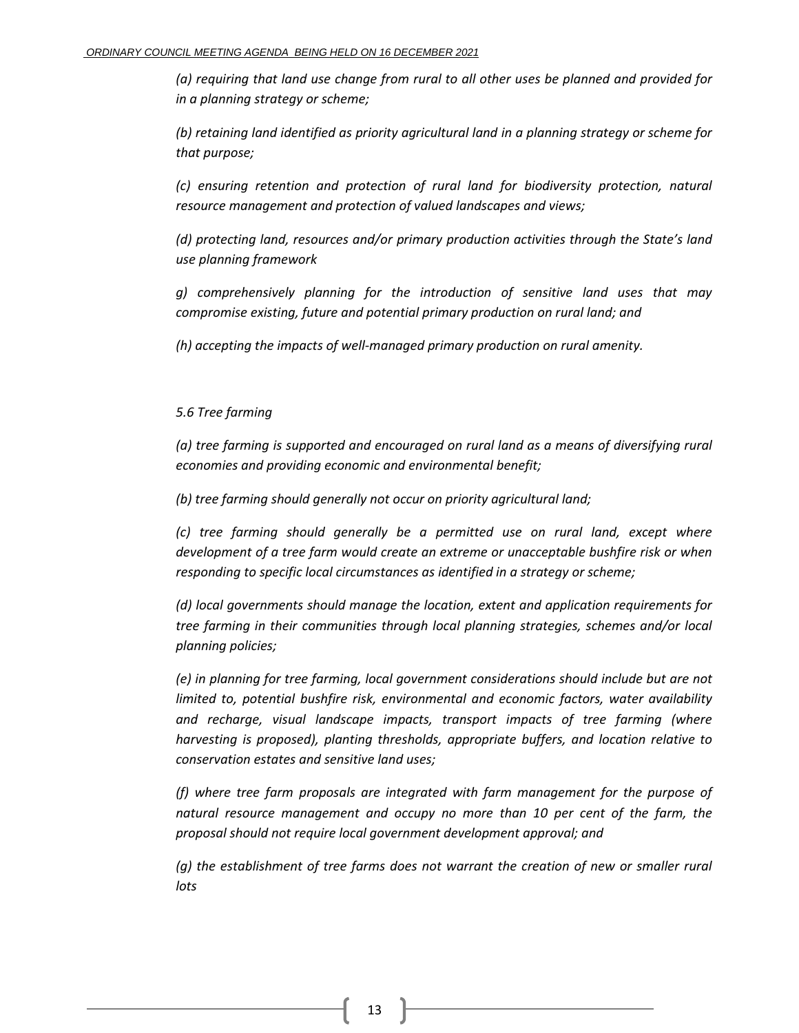*(a) requiring that land use change from rural to all other uses be planned and provided for in a planning strategy or scheme;*

*(b) retaining land identified as priority agricultural land in a planning strategy or scheme for that purpose;*

*(c) ensuring retention and protection of rural land for biodiversity protection, natural resource management and protection of valued landscapes and views;*

*(d) protecting land, resources and/or primary production activities through the State's land use planning framework*

*g) comprehensively planning for the introduction of sensitive land uses that may compromise existing, future and potential primary production on rural land; and*

*(h) accepting the impacts of well-managed primary production on rural amenity.*

*5.6 Tree farming*

*(a) tree farming is supported and encouraged on rural land as a means of diversifying rural economies and providing economic and environmental benefit;*

*(b) tree farming should generally not occur on priority agricultural land;*

*(c) tree farming should generally be a permitted use on rural land, except where development of a tree farm would create an extreme or unacceptable bushfire risk or when responding to specific local circumstances as identified in a strategy or scheme;*

*(d) local governments should manage the location, extent and application requirements for tree farming in their communities through local planning strategies, schemes and/or local planning policies;*

*(e) in planning for tree farming, local government considerations should include but are not limited to, potential bushfire risk, environmental and economic factors, water availability and recharge, visual landscape impacts, transport impacts of tree farming (where harvesting is proposed), planting thresholds, appropriate buffers, and location relative to conservation estates and sensitive land uses;*

*(f) where tree farm proposals are integrated with farm management for the purpose of natural resource management and occupy no more than 10 per cent of the farm, the proposal should not require local government development approval; and*

*(g) the establishment of tree farms does not warrant the creation of new or smaller rural lots*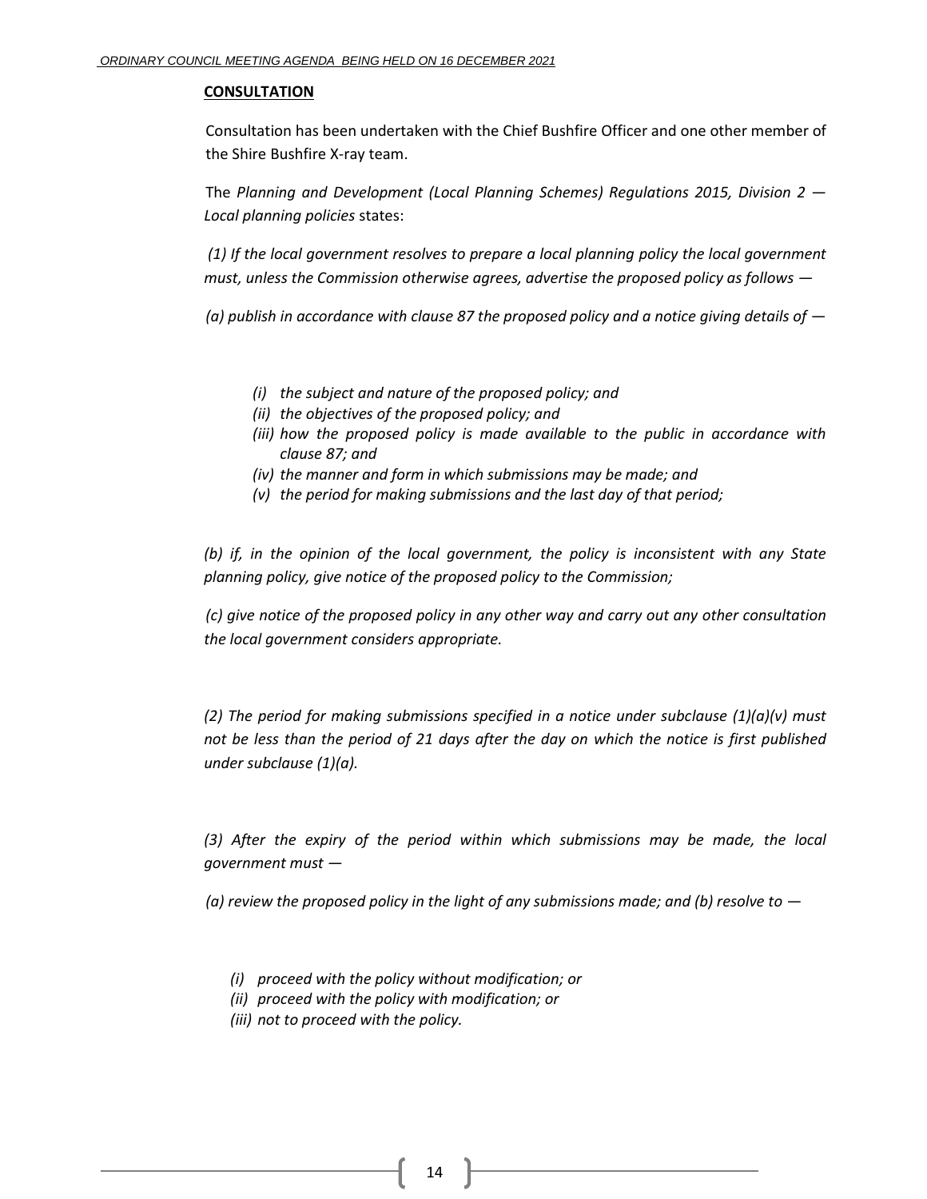**CONSULTATION**

Consultation has been undertaken with the Chief Bushfire Officer and one other member of the Shire Bushfire X-ray team.

The *Planning and Development (Local Planning Schemes) Regulations 2015, Division 2 — Local planning policies* states:

*(1) If the local government resolves to prepare a local planning policy the local government must, unless the Commission otherwise agrees, advertise the proposed policy as follows —*

*(a) publish in accordance with clause 87 the proposed policy and a notice giving details of —*

- *(i) the subject and nature of the proposed policy; and*
- *(ii) the objectives of the proposed policy; and*
- *(iii) how the proposed policy is made available to the public in accordance with clause 87; and*
- *(iv) the manner and form in which submissions may be made; and*
- *(v) the period for making submissions and the last day of that period;*

*(b) if, in the opinion of the local government, the policy is inconsistent with any State planning policy, give notice of the proposed policy to the Commission;*

*(c) give notice of the proposed policy in any other way and carry out any other consultation the local government considers appropriate.*

*(2) The period for making submissions specified in a notice under subclause (1)(a)(v) must not be less than the period of 21 days after the day on which the notice is first published under subclause (1)(a).*

*(3) After the expiry of the period within which submissions may be made, the local government must —*

*(a) review the proposed policy in the light of any submissions made; and (b) resolve to —*

- *(i) proceed with the policy without modification; or*
- *(ii) proceed with the policy with modification; or*
- *(iii) not to proceed with the policy.*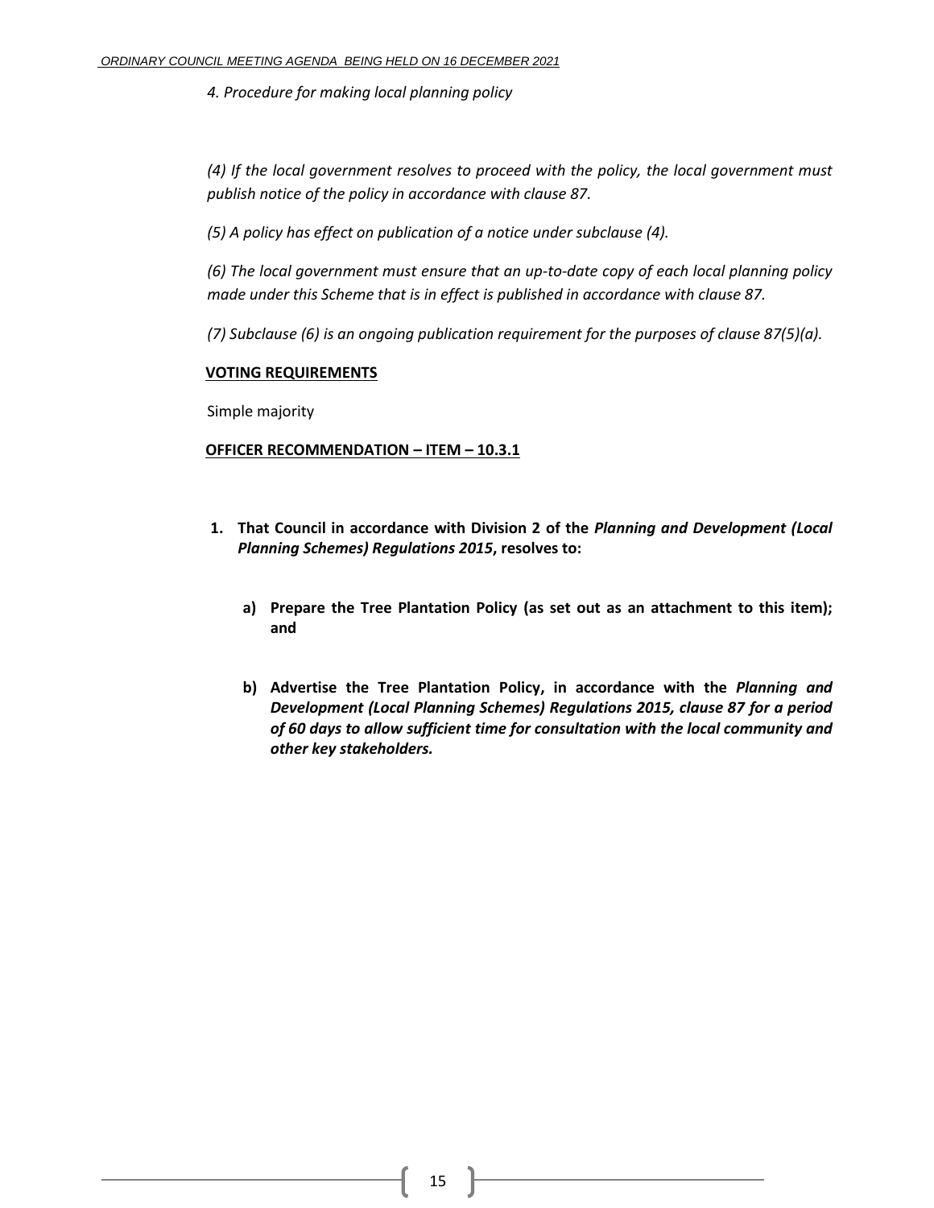*4. Procedure for making local planning policy*

*(4) If the local government resolves to proceed with the policy, the local government must publish notice of the policy in accordance with clause 87.*

*(5) A policy has effect on publication of a notice under subclause (4).*

*(6) The local government must ensure that an up-to-date copy of each local planning policy made under this Scheme that is in effect is published in accordance with clause 87.*

*(7) Subclause (6) is an ongoing publication requirement for the purposes of clause 87(5)(a).*

**VOTING REQUIREMENTS**

Simple majority

**OFFICER RECOMMENDATION – ITEM – 10.3.1**

1. **That Council in accordance with Division 2 of the *Planning and Development (Local Planning Schemes) Regulations 2015*, resolves to:**

   a) **Prepare the Tree Plantation Policy (as set out as an attachment to this item); and**

   b) **Advertise the Tree Plantation Policy, in accordance with the *Planning and Development (Local Planning Schemes) Regulations 2015, clause 87 for a period of 60 days to allow sufficient time for consultation with the local community and other key stakeholders.***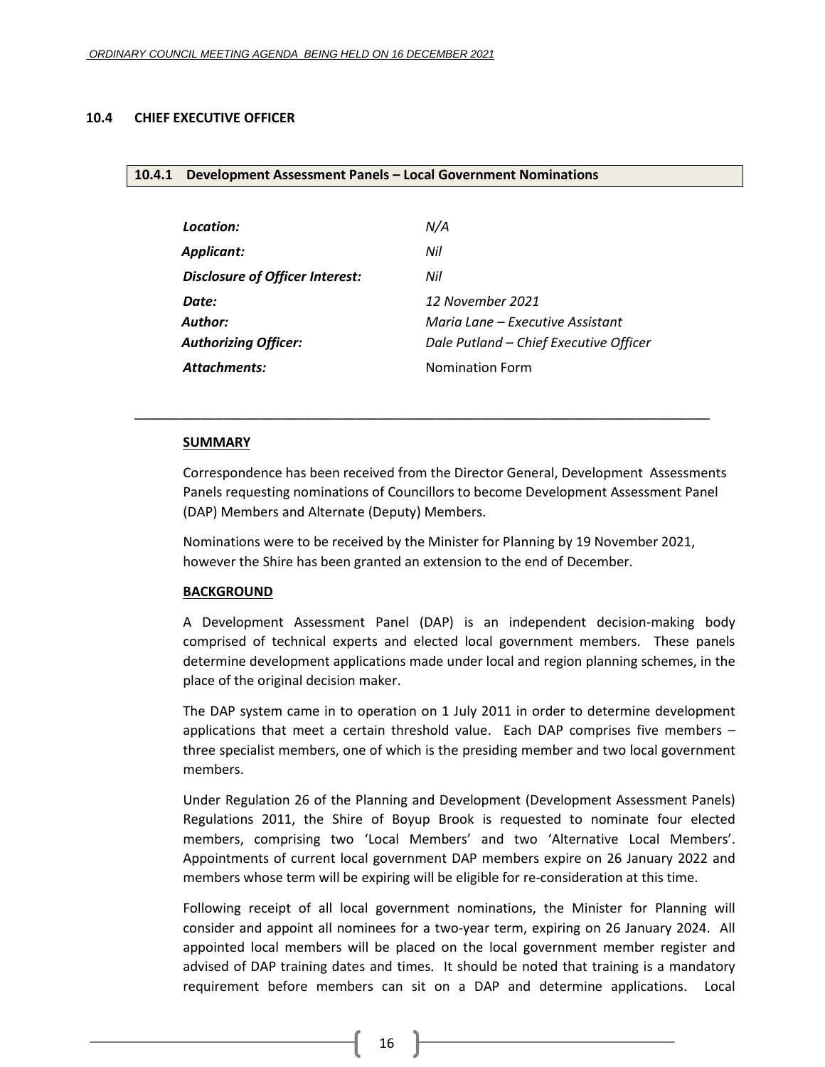## 10.4 CHIEF EXECUTIVE OFFICER

### 10.4.1 Development Assessment Panels – Local Government Nominations

| | |
|---|---|
| ***Location:*** | *N/A* |
| ***Applicant:*** | *Nil* |
| ***Disclosure of Officer Interest:*** | *Nil* |
| ***Date:*** | *12 November 2021* |
| ***Author:*** | *Maria Lane – Executive Assistant* |
| ***Authorizing Officer:*** | *Dale Putland – Chief Executive Officer* |
| ***Attachments:*** | Nomination Form |

---

**SUMMARY**

Correspondence has been received from the Director General, Development Assessments Panels requesting nominations of Councillors to become Development Assessment Panel (DAP) Members and Alternate (Deputy) Members.

Nominations were to be received by the Minister for Planning by 19 November 2021, however the Shire has been granted an extension to the end of December.

**BACKGROUND**

A Development Assessment Panel (DAP) is an independent decision-making body comprised of technical experts and elected local government members. These panels determine development applications made under local and region planning schemes, in the place of the original decision maker.

The DAP system came in to operation on 1 July 2011 in order to determine development applications that meet a certain threshold value. Each DAP comprises five members – three specialist members, one of which is the presiding member and two local government members.

Under Regulation 26 of the Planning and Development (Development Assessment Panels) Regulations 2011, the Shire of Boyup Brook is requested to nominate four elected members, comprising two 'Local Members' and two 'Alternative Local Members'. Appointments of current local government DAP members expire on 26 January 2022 and members whose term will be expiring will be eligible for re-consideration at this time.

Following receipt of all local government nominations, the Minister for Planning will consider and appoint all nominees for a two-year term, expiring on 26 January 2024. All appointed local members will be placed on the local government member register and advised of DAP training dates and times. It should be noted that training is a mandatory requirement before members can sit on a DAP and determine applications. Local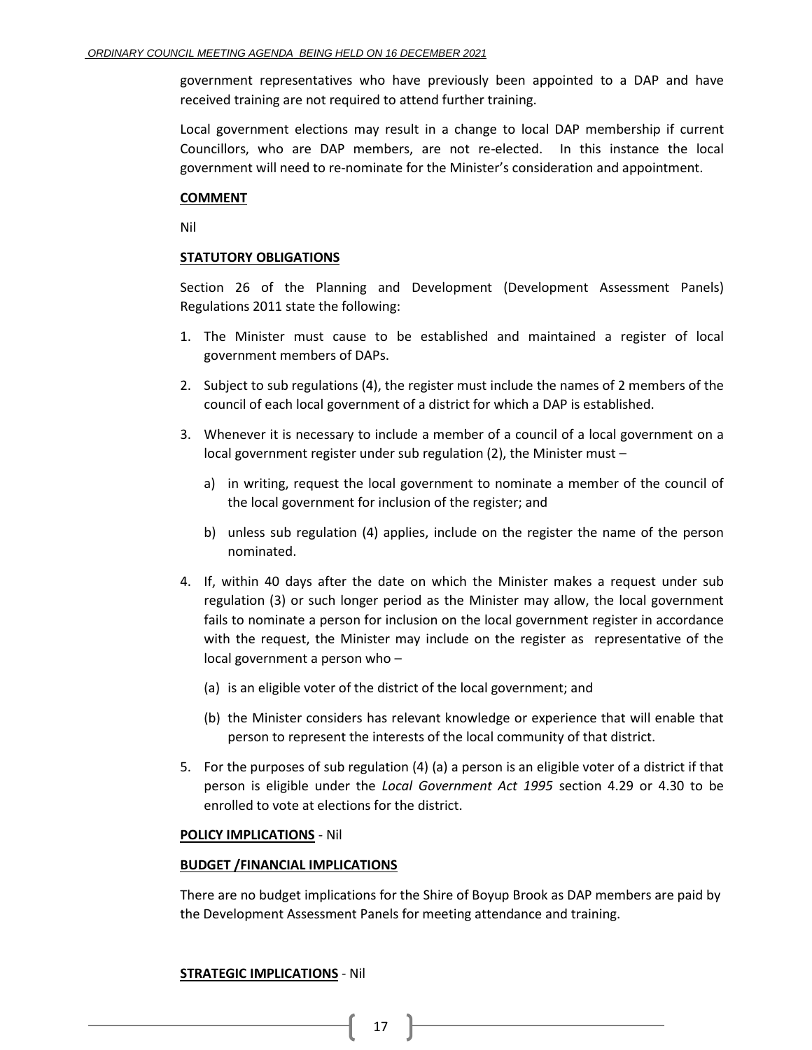government representatives who have previously been appointed to a DAP and have received training are not required to attend further training.

Local government elections may result in a change to local DAP membership if current Councillors, who are DAP members, are not re-elected. In this instance the local government will need to re-nominate for the Minister's consideration and appointment.

**COMMENT**

Nil

**STATUTORY OBLIGATIONS**

Section 26 of the Planning and Development (Development Assessment Panels) Regulations 2011 state the following:

1. The Minister must cause to be established and maintained a register of local government members of DAPs.
2. Subject to sub regulations (4), the register must include the names of 2 members of the council of each local government of a district for which a DAP is established.
3. Whenever it is necessary to include a member of a council of a local government on a local government register under sub regulation (2), the Minister must –
   a) in writing, request the local government to nominate a member of the council of the local government for inclusion of the register; and
   b) unless sub regulation (4) applies, include on the register the name of the person nominated.
4. If, within 40 days after the date on which the Minister makes a request under sub regulation (3) or such longer period as the Minister may allow, the local government fails to nominate a person for inclusion on the local government register in accordance with the request, the Minister may include on the register as representative of the local government a person who –
   (a) is an eligible voter of the district of the local government; and
   (b) the Minister considers has relevant knowledge or experience that will enable that person to represent the interests of the local community of that district.
5. For the purposes of sub regulation (4) (a) a person is an eligible voter of a district if that person is eligible under the *Local Government Act 1995* section 4.29 or 4.30 to be enrolled to vote at elections for the district.

**POLICY IMPLICATIONS** - Nil

**BUDGET /FINANCIAL IMPLICATIONS**

There are no budget implications for the Shire of Boyup Brook as DAP members are paid by the Development Assessment Panels for meeting attendance and training.

**STRATEGIC IMPLICATIONS** - Nil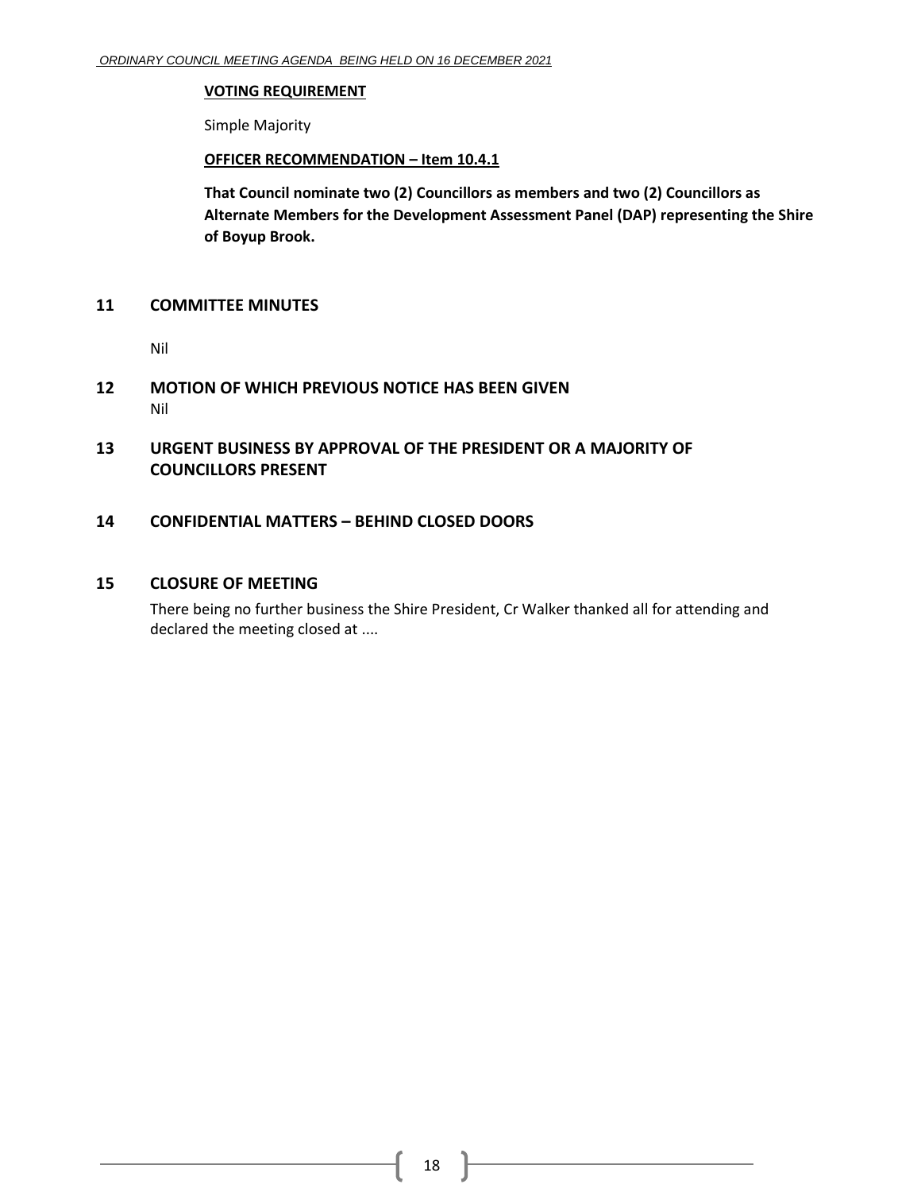**VOTING REQUIREMENT**

Simple Majority

**OFFICER RECOMMENDATION – Item 10.4.1**

**That Council nominate two (2) Councillors as members and two (2) Councillors as Alternate Members for the Development Assessment Panel (DAP) representing the Shire of Boyup Brook.**

## 11 COMMITTEE MINUTES

Nil

## 12 MOTION OF WHICH PREVIOUS NOTICE HAS BEEN GIVEN

Nil

## 13 URGENT BUSINESS BY APPROVAL OF THE PRESIDENT OR A MAJORITY OF COUNCILLORS PRESENT

## 14 CONFIDENTIAL MATTERS – BEHIND CLOSED DOORS

## 15 CLOSURE OF MEETING

There being no further business the Shire President, Cr Walker thanked all for attending and declared the meeting closed at ....